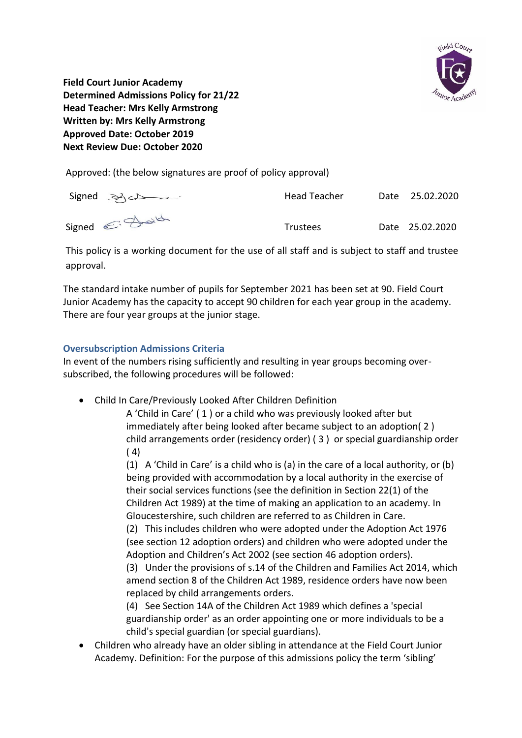**Field Court Junior Academy**
**Determined Admissions Policy for 21/22**
**Head Teacher: Mrs Kelly Armstrong**
**Written by: Mrs Kelly Armstrong**
**Approved Date: October 2019**
**Next Review Due: October 2020**

Approved: (the below signatures are proof of policy approval)

| Signed | | Head Teacher | Date 25.02.2020 |
|---|---|---|---|
| Signed | | Trustees | Date 25.02.2020 |

This policy is a working document for the use of all staff and is subject to staff and trustee approval.

The standard intake number of pupils for September 2021 has been set at 90. Field Court Junior Academy has the capacity to accept 90 children for each year group in the academy. There are four year groups at the junior stage.

## Oversubscription Admissions Criteria

In event of the numbers rising sufficiently and resulting in year groups becoming over-subscribed, the following procedures will be followed:

- Child In Care/Previously Looked After Children Definition

  A 'Child in Care' ( 1 ) or a child who was previously looked after but immediately after being looked after became subject to an adoption( 2 ) child arrangements order (residency order) ( 3 ) or special guardianship order ( 4)

  (1) A 'Child in Care' is a child who is (a) in the care of a local authority, or (b) being provided with accommodation by a local authority in the exercise of their social services functions (see the definition in Section 22(1) of the Children Act 1989) at the time of making an application to an academy. In Gloucestershire, such children are referred to as Children in Care.

  (2) This includes children who were adopted under the Adoption Act 1976 (see section 12 adoption orders) and children who were adopted under the Adoption and Children's Act 2002 (see section 46 adoption orders).

  (3) Under the provisions of s.14 of the Children and Families Act 2014, which amend section 8 of the Children Act 1989, residence orders have now been replaced by child arrangements orders.

  (4) See Section 14A of the Children Act 1989 which defines a 'special guardianship order' as an order appointing one or more individuals to be a child's special guardian (or special guardians).

- Children who already have an older sibling in attendance at the Field Court Junior Academy. Definition: For the purpose of this admissions policy the term 'sibling'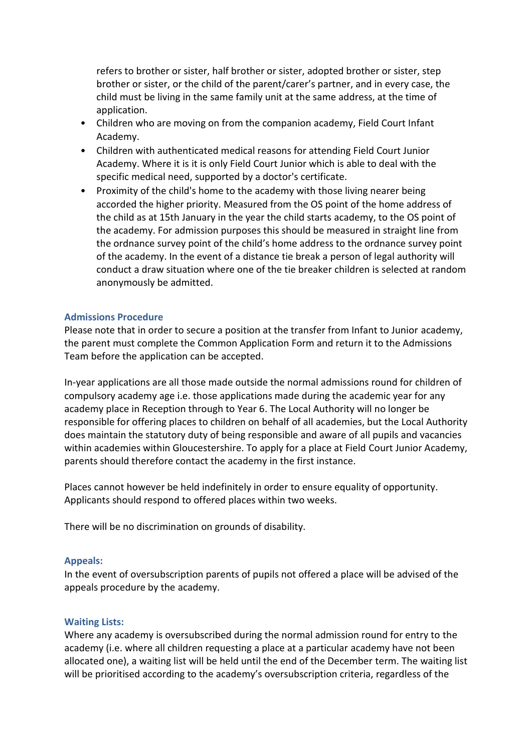refers to brother or sister, half brother or sister, adopted brother or sister, step brother or sister, or the child of the parent/carer's partner, and in every case, the child must be living in the same family unit at the same address, at the time of application.

- Children who are moving on from the companion academy, Field Court Infant Academy.
- Children with authenticated medical reasons for attending Field Court Junior Academy. Where it is it is only Field Court Junior which is able to deal with the specific medical need, supported by a doctor's certificate.
- Proximity of the child's home to the academy with those living nearer being accorded the higher priority. Measured from the OS point of the home address of the child as at 15th January in the year the child starts academy, to the OS point of the academy. For admission purposes this should be measured in straight line from the ordnance survey point of the child's home address to the ordnance survey point of the academy. In the event of a distance tie break a person of legal authority will conduct a draw situation where one of the tie breaker children is selected at random anonymously be admitted.

### Admissions Procedure

Please note that in order to secure a position at the transfer from Infant to Junior academy, the parent must complete the Common Application Form and return it to the Admissions Team before the application can be accepted.

In-year applications are all those made outside the normal admissions round for children of compulsory academy age i.e. those applications made during the academic year for any academy place in Reception through to Year 6. The Local Authority will no longer be responsible for offering places to children on behalf of all academies, but the Local Authority does maintain the statutory duty of being responsible and aware of all pupils and vacancies within academies within Gloucestershire. To apply for a place at Field Court Junior Academy, parents should therefore contact the academy in the first instance.

Places cannot however be held indefinitely in order to ensure equality of opportunity. Applicants should respond to offered places within two weeks.

There will be no discrimination on grounds of disability.

### Appeals:

In the event of oversubscription parents of pupils not offered a place will be advised of the appeals procedure by the academy.

### Waiting Lists:

Where any academy is oversubscribed during the normal admission round for entry to the academy (i.e. where all children requesting a place at a particular academy have not been allocated one), a waiting list will be held until the end of the December term. The waiting list will be prioritised according to the academy's oversubscription criteria, regardless of the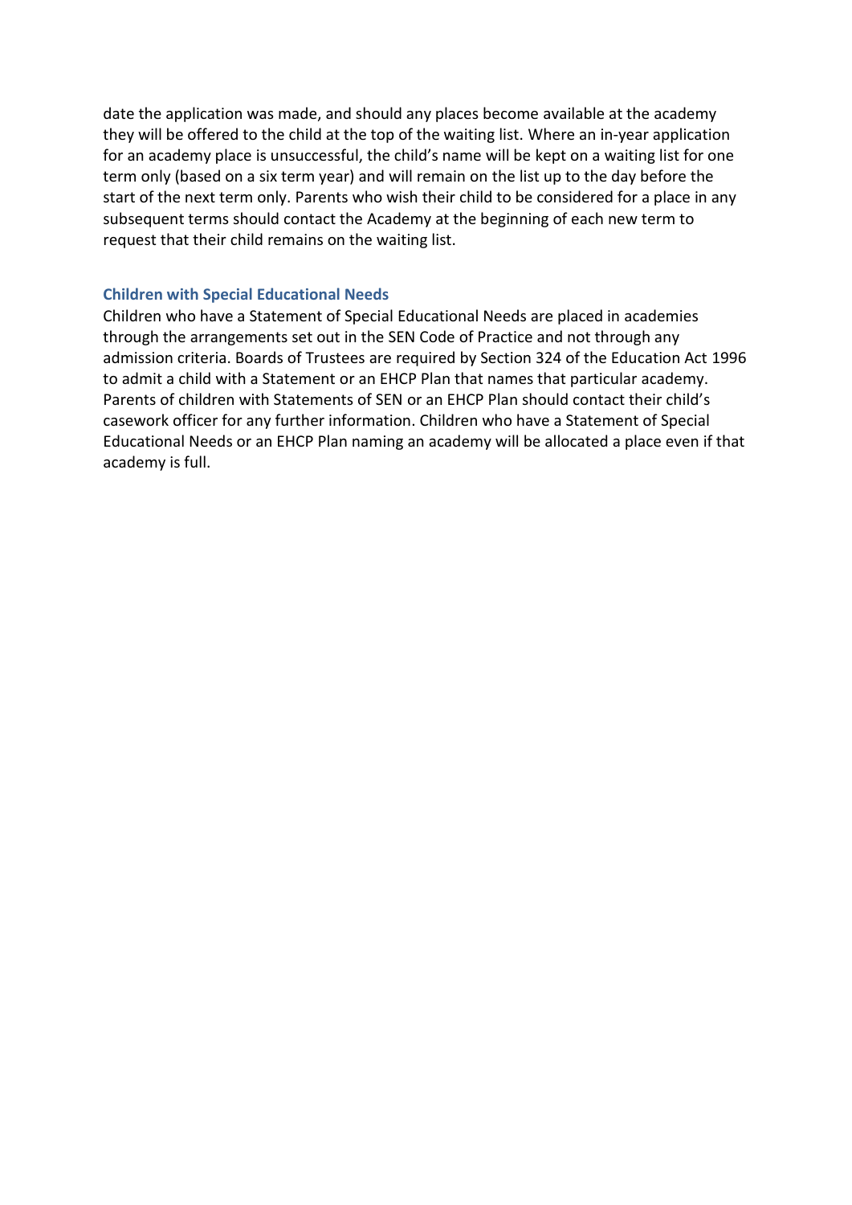date the application was made, and should any places become available at the academy they will be offered to the child at the top of the waiting list. Where an in-year application for an academy place is unsuccessful, the child's name will be kept on a waiting list for one term only (based on a six term year) and will remain on the list up to the day before the start of the next term only. Parents who wish their child to be considered for a place in any subsequent terms should contact the Academy at the beginning of each new term to request that their child remains on the waiting list.

### Children with Special Educational Needs

Children who have a Statement of Special Educational Needs are placed in academies through the arrangements set out in the SEN Code of Practice and not through any admission criteria. Boards of Trustees are required by Section 324 of the Education Act 1996 to admit a child with a Statement or an EHCP Plan that names that particular academy. Parents of children with Statements of SEN or an EHCP Plan should contact their child's casework officer for any further information. Children who have a Statement of Special Educational Needs or an EHCP Plan naming an academy will be allocated a place even if that academy is full.